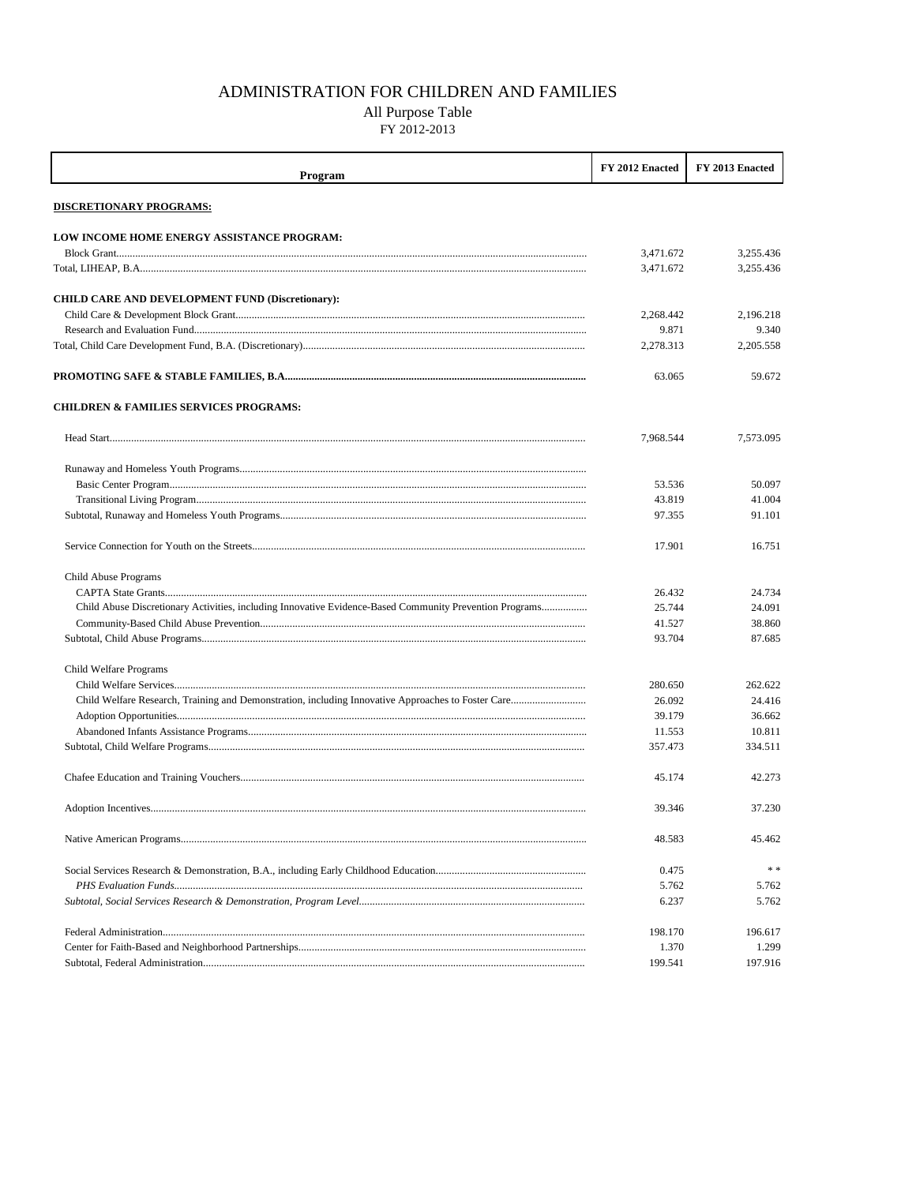# ADMINISTRATION FOR CHILDREN AND FAMILIES

## All Purpose Table

### FY 2012-2013

| Program | FY 2012 Enacted | FY 2013 Enacted |
|---|---|---|
| **DISCRETIONARY PROGRAMS:** | | |
| **LOW INCOME HOME ENERGY ASSISTANCE PROGRAM:** | | |
| Block Grant | 3,471.672 | 3,255.436 |
| Total, LIHEAP, B.A. | 3,471.672 | 3,255.436 |
| **CHILD CARE AND DEVELOPMENT FUND (Discretionary):** | | |
| Child Care & Development Block Grant | 2,268.442 | 2,196.218 |
| Research and Evaluation Fund | 9.871 | 9.340 |
| Total, Child Care Development Fund, B.A. (Discretionary) | 2,278.313 | 2,205.558 |
| **PROMOTING SAFE & STABLE FAMILIES, B.A.** | 63.065 | 59.672 |
| **CHILDREN & FAMILIES SERVICES PROGRAMS:** | | |
| Head Start | 7,968.544 | 7,573.095 |
| Runaway and Homeless Youth Programs | | |
| Basic Center Program | 53.536 | 50.097 |
| Transitional Living Program | 43.819 | 41.004 |
| Subtotal, Runaway and Homeless Youth Programs | 97.355 | 91.101 |
| Service Connection for Youth on the Streets | 17.901 | 16.751 |
| Child Abuse Programs | | |
| CAPTA State Grants | 26.432 | 24.734 |
| Child Abuse Discretionary Activities, including Innovative Evidence-Based Community Prevention Programs | 25.744 | 24.091 |
| Community-Based Child Abuse Prevention | 41.527 | 38.860 |
| Subtotal, Child Abuse Programs | 93.704 | 87.685 |
| Child Welfare Programs | | |
| Child Welfare Services | 280.650 | 262.622 |
| Child Welfare Research, Training and Demonstration, including Innovative Approaches to Foster Care | 26.092 | 24.416 |
| Adoption Opportunities | 39.179 | 36.662 |
| Abandoned Infants Assistance Programs | 11.553 | 10.811 |
| Subtotal, Child Welfare Programs | 357.473 | 334.511 |
| Chafee Education and Training Vouchers | 45.174 | 42.273 |
| Adoption Incentives | 39.346 | 37.230 |
| Native American Programs | 48.583 | 45.462 |
| Social Services Research & Demonstration, B.A., including Early Childhood Education | 0.475 | * * |
| *PHS Evaluation Funds* | 5.762 | 5.762 |
| *Subtotal, Social Services Research & Demonstration, Program Level* | 6.237 | 5.762 |
| Federal Administration | 198.170 | 196.617 |
| Center for Faith-Based and Neighborhood Partnerships | 1.370 | 1.299 |
| Subtotal, Federal Administration | 199.541 | 197.916 |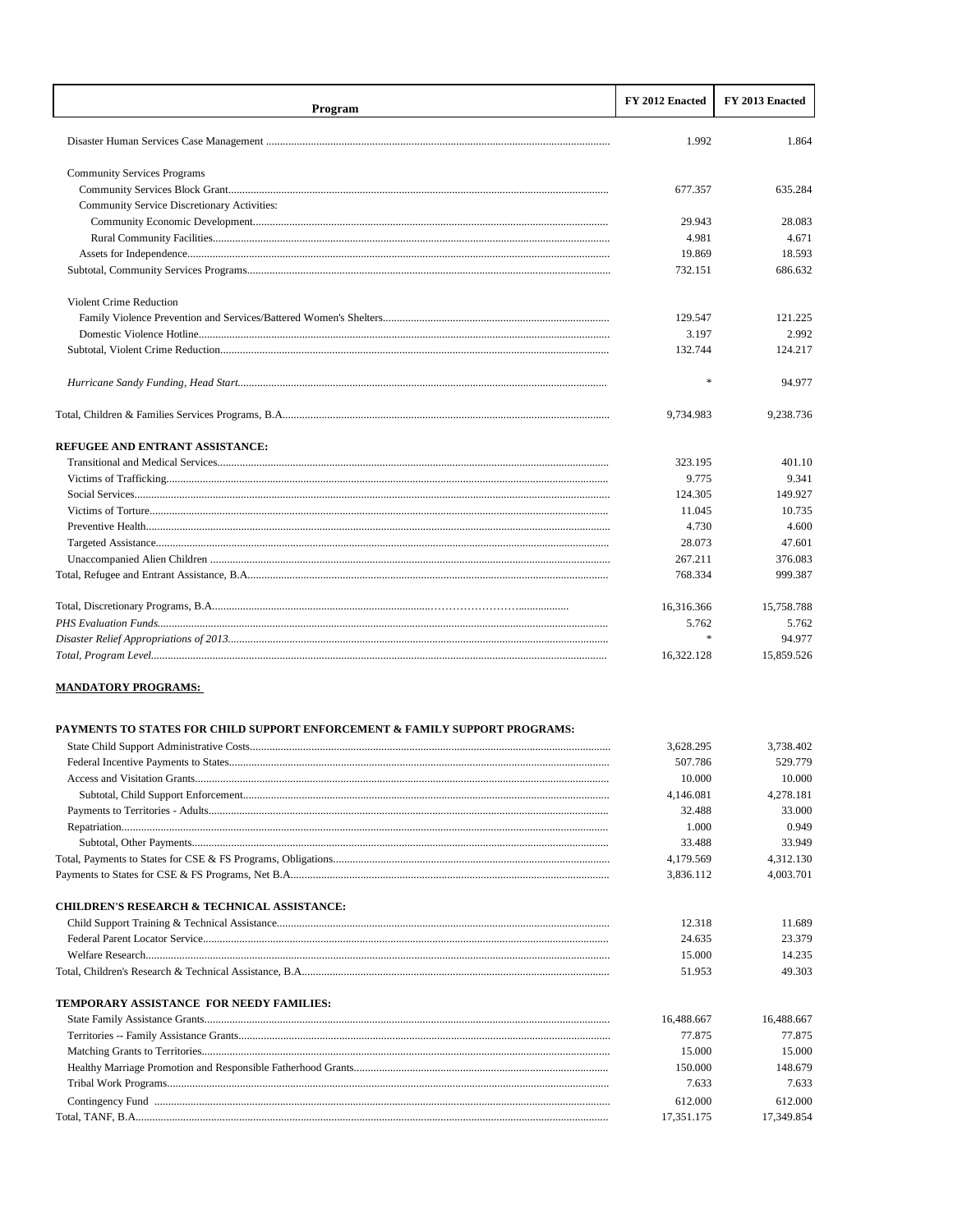| Program | FY 2012 Enacted | FY 2013 Enacted |
|---|---|---|
| Disaster Human Services Case Management | 1.992 | 1.864 |
| Community Services Programs | | |
| Community Services Block Grant | 677.357 | 635.284 |
| Community Service Discretionary Activities: | | |
| Community Economic Development | 29.943 | 28.083 |
| Rural Community Facilities | 4.981 | 4.671 |
| Assets for Independence | 19.869 | 18.593 |
| Subtotal, Community Services Programs | 732.151 | 686.632 |
| Violent Crime Reduction | | |
| Family Violence Prevention and Services/Battered Women's Shelters | 129.547 | 121.225 |
| Domestic Violence Hotline | 3.197 | 2.992 |
| Subtotal, Violent Crime Reduction | 132.744 | 124.217 |
| *Hurricane Sandy Funding, Head Start* | * | 94.977 |
| Total, Children & Families Services Programs, B.A. | 9,734.983 | 9,238.736 |
| **REFUGEE AND ENTRANT ASSISTANCE:** | | |
| Transitional and Medical Services | 323.195 | 401.10 |
| Victims of Trafficking | 9.775 | 9.341 |
| Social Services | 124.305 | 149.927 |
| Victims of Torture | 11.045 | 10.735 |
| Preventive Health | 4.730 | 4.600 |
| Targeted Assistance | 28.073 | 47.601 |
| Unaccompanied Alien Children | 267.211 | 376.083 |
| Total, Refugee and Entrant Assistance, B.A. | 768.334 | 999.387 |
| Total, Discretionary Programs, B.A. | 16,316.366 | 15,758.788 |
| *PHS Evaluation Funds* | 5.762 | 5.762 |
| *Disaster Relief Appropriations of 2013* | * | 94.977 |
| *Total, Program Level* | 16,322.128 | 15,859.526 |
| **MANDATORY PROGRAMS:** | | |
| **PAYMENTS TO STATES FOR CHILD SUPPORT ENFORCEMENT & FAMILY SUPPORT PROGRAMS:** | | |
| State Child Support Administrative Costs | 3,628.295 | 3,738.402 |
| Federal Incentive Payments to States | 507.786 | 529.779 |
| Access and Visitation Grants | 10.000 | 10.000 |
| Subtotal, Child Support Enforcement | 4,146.081 | 4,278.181 |
| Payments to Territories - Adults | 32.488 | 33.000 |
| Repatriation | 1.000 | 0.949 |
| Subtotal, Other Payments | 33.488 | 33.949 |
| Total, Payments to States for CSE & FS Programs, Obligations | 4,179.569 | 4,312.130 |
| Payments to States for CSE & FS Programs, Net B.A. | 3,836.112 | 4,003.701 |
| **CHILDREN'S RESEARCH & TECHNICAL ASSISTANCE:** | | |
| Child Support Training & Technical Assistance | 12.318 | 11.689 |
| Federal Parent Locator Service | 24.635 | 23.379 |
| Welfare Research | 15.000 | 14.235 |
| Total, Children's Research & Technical Assistance, B.A. | 51.953 | 49.303 |
| **TEMPORARY ASSISTANCE FOR NEEDY FAMILIES:** | | |
| State Family Assistance Grants | 16,488.667 | 16,488.667 |
| Territories -- Family Assistance Grants | 77.875 | 77.875 |
| Matching Grants to Territories | 15.000 | 15.000 |
| Healthy Marriage Promotion and Responsible Fatherhood Grants | 150.000 | 148.679 |
| Tribal Work Programs | 7.633 | 7.633 |
| Contingency Fund | 612.000 | 612.000 |
| Total, TANF, B.A. | 17,351.175 | 17,349.854 |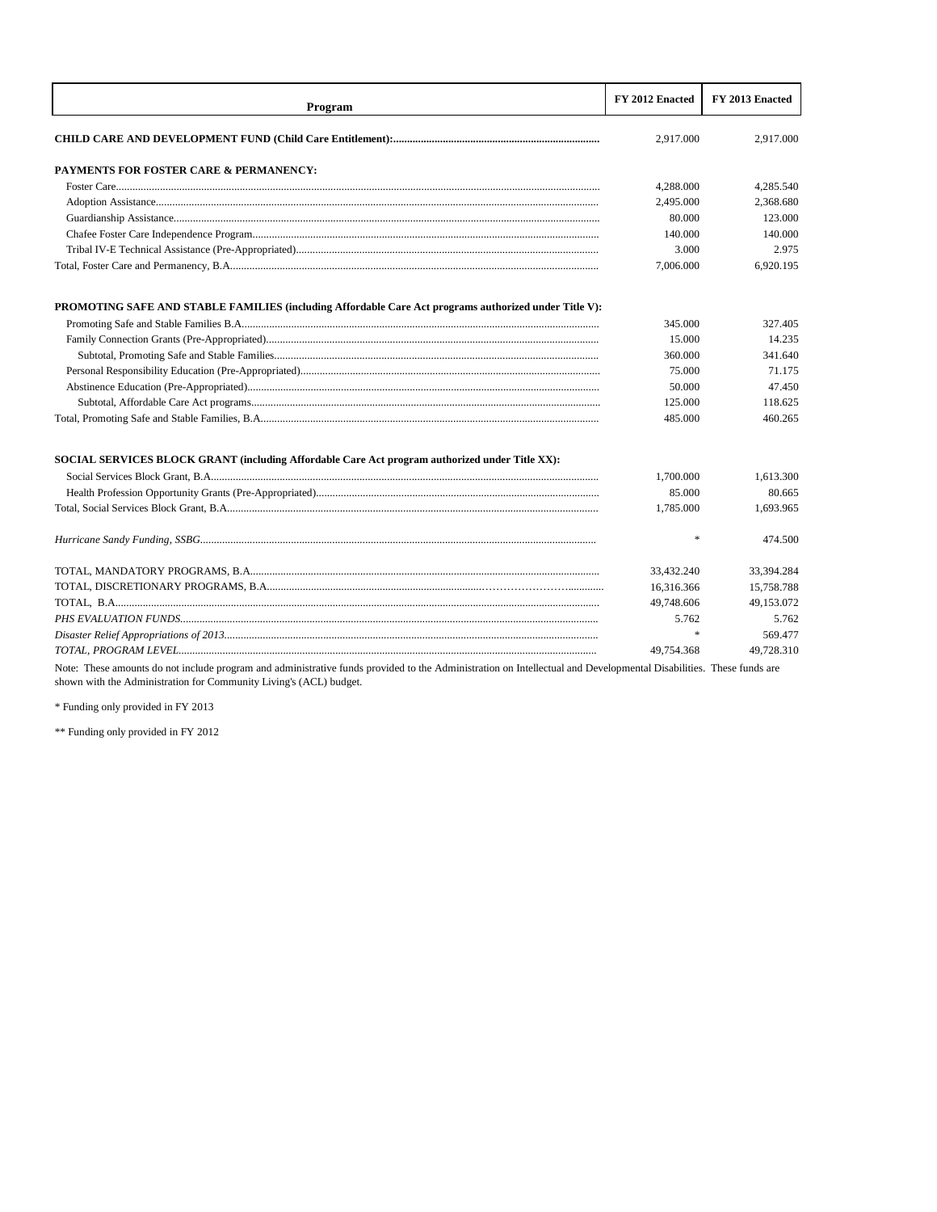| Program | FY 2012 Enacted | FY 2013 Enacted |
| --- | --- | --- |
| **CHILD CARE AND DEVELOPMENT FUND (Child Care Entitlement):** | 2,917.000 | 2,917.000 |
| **PAYMENTS FOR FOSTER CARE & PERMANENCY:** | | |
| Foster Care | 4,288.000 | 4,285.540 |
| Adoption Assistance | 2,495.000 | 2,368.680 |
| Guardianship Assistance | 80.000 | 123.000 |
| Chafee Foster Care Independence Program | 140.000 | 140.000 |
| Tribal IV-E Technical Assistance (Pre-Appropriated) | 3.000 | 2.975 |
| Total, Foster Care and Permanency, B.A. | 7,006.000 | 6,920.195 |
| **PROMOTING SAFE AND STABLE FAMILIES (including Affordable Care Act programs authorized under Title V):** | | |
| Promoting Safe and Stable Families B.A. | 345.000 | 327.405 |
| Family Connection Grants (Pre-Appropriated) | 15.000 | 14.235 |
| Subtotal, Promoting Safe and Stable Families | 360.000 | 341.640 |
| Personal Responsibility Education (Pre-Appropriated) | 75.000 | 71.175 |
| Abstinence Education (Pre-Appropriated) | 50.000 | 47.450 |
| Subtotal, Affordable Care Act programs | 125.000 | 118.625 |
| Total, Promoting Safe and Stable Families, B.A. | 485.000 | 460.265 |
| **SOCIAL SERVICES BLOCK GRANT (including Affordable Care Act program authorized under Title XX):** | | |
| Social Services Block Grant, B.A. | 1,700.000 | 1,613.300 |
| Health Profession Opportunity Grants (Pre-Appropriated) | 85.000 | 80.665 |
| Total, Social Services Block Grant, B.A. | 1,785.000 | 1,693.965 |
| *Hurricane Sandy Funding, SSBG* | * | 474.500 |
| TOTAL, MANDATORY PROGRAMS, B.A. | 33,432.240 | 33,394.284 |
| TOTAL, DISCRETIONARY PROGRAMS, B.A. | 16,316.366 | 15,758.788 |
| TOTAL, B.A. | 49,748.606 | 49,153.072 |
| *PHS EVALUATION FUNDS* | 5.762 | 5.762 |
| *Disaster Relief Appropriations of 2013* | * | 569.477 |
| *TOTAL, PROGRAM LEVEL* | 49,754.368 | 49,728.310 |

Note: These amounts do not include program and administrative funds provided to the Administration on Intellectual and Developmental Disabilities. These funds are shown with the Administration for Community Living's (ACL) budget.

* Funding only provided in FY 2013

** Funding only provided in FY 2012